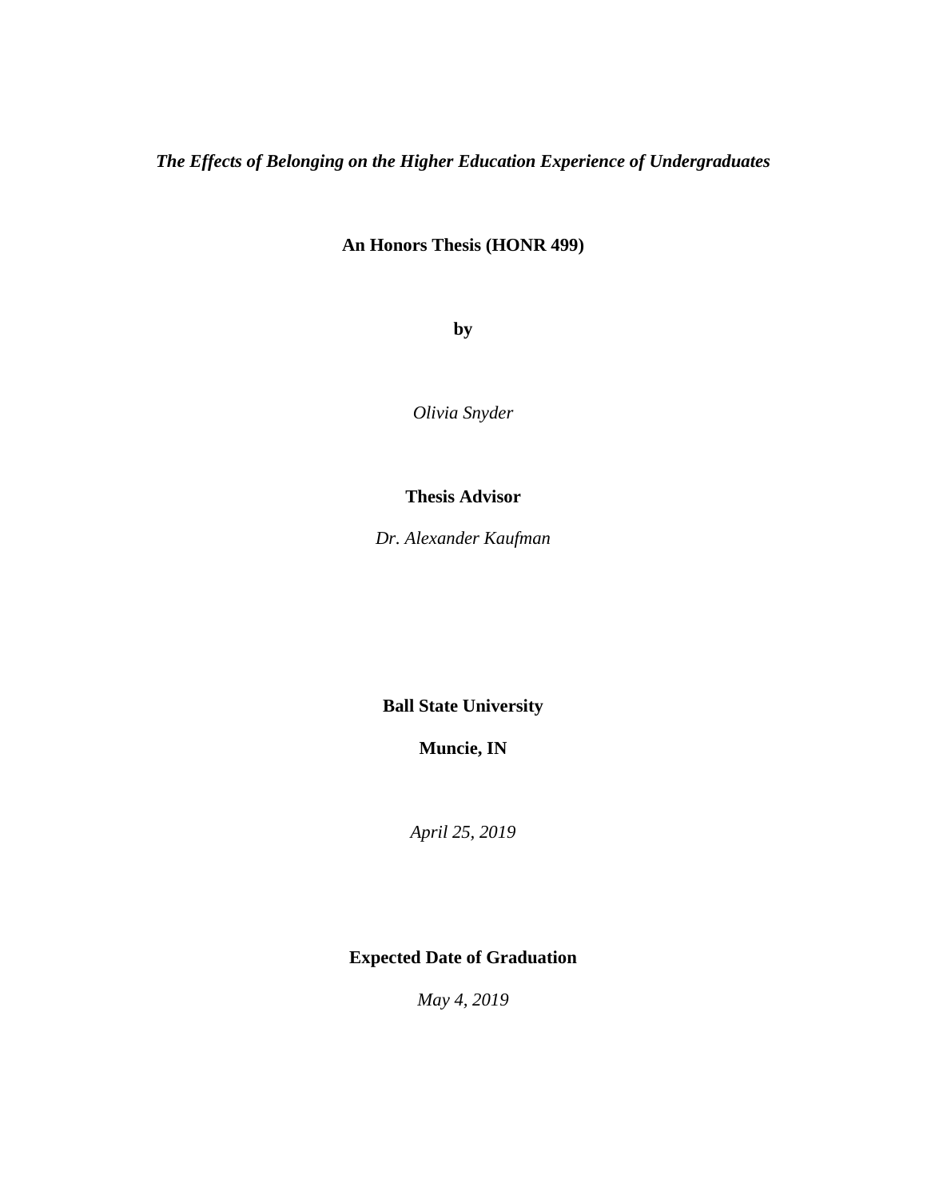***The Effects of Belonging on the Higher Education Experience of Undergraduates***

**An Honors Thesis (HONR 499)**

**by**

*Olivia Snyder*

**Thesis Advisor**

*Dr. Alexander Kaufman*

**Ball State University**

**Muncie, IN**

*April 25, 2019*

**Expected Date of Graduation**

*May 4, 2019*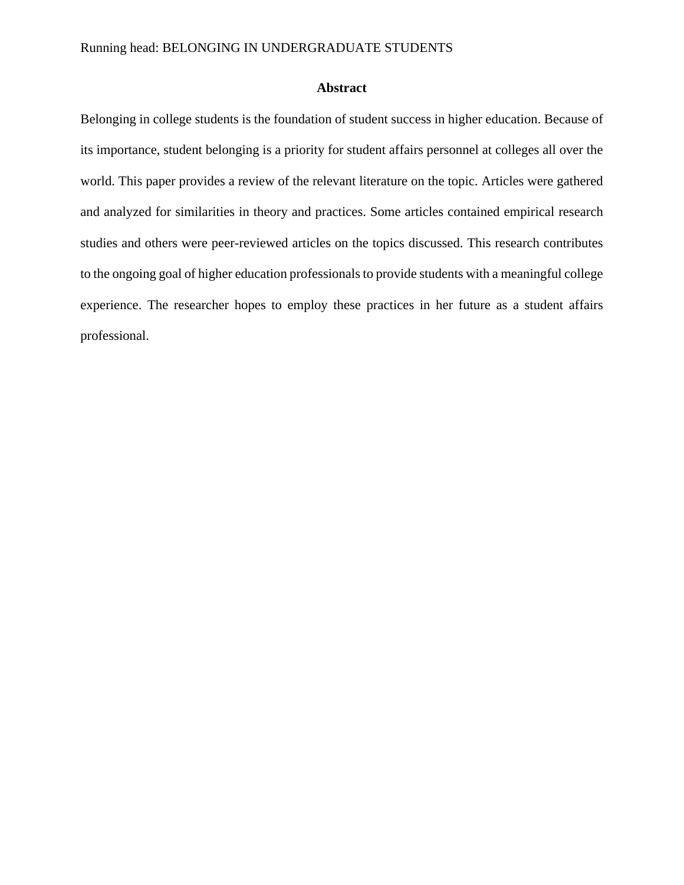## Abstract

Belonging in college students is the foundation of student success in higher education. Because of its importance, student belonging is a priority for student affairs personnel at colleges all over the world. This paper provides a review of the relevant literature on the topic. Articles were gathered and analyzed for similarities in theory and practices. Some articles contained empirical research studies and others were peer-reviewed articles on the topics discussed. This research contributes to the ongoing goal of higher education professionals to provide students with a meaningful college experience. The researcher hopes to employ these practices in her future as a student affairs professional.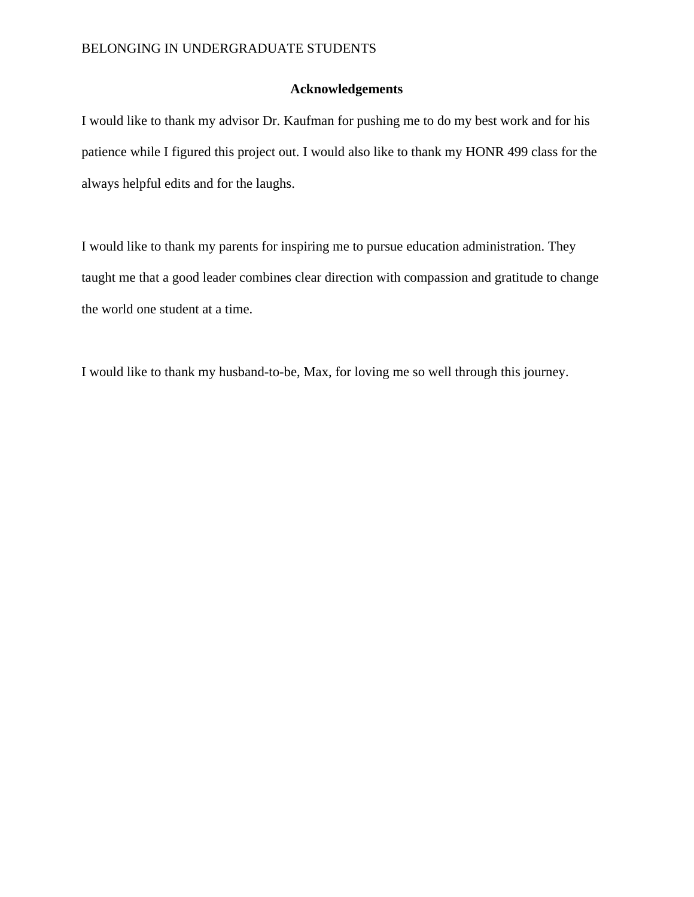## Acknowledgements

I would like to thank my advisor Dr. Kaufman for pushing me to do my best work and for his patience while I figured this project out. I would also like to thank my HONR 499 class for the always helpful edits and for the laughs.

I would like to thank my parents for inspiring me to pursue education administration. They taught me that a good leader combines clear direction with compassion and gratitude to change the world one student at a time.

I would like to thank my husband-to-be, Max, for loving me so well through this journey.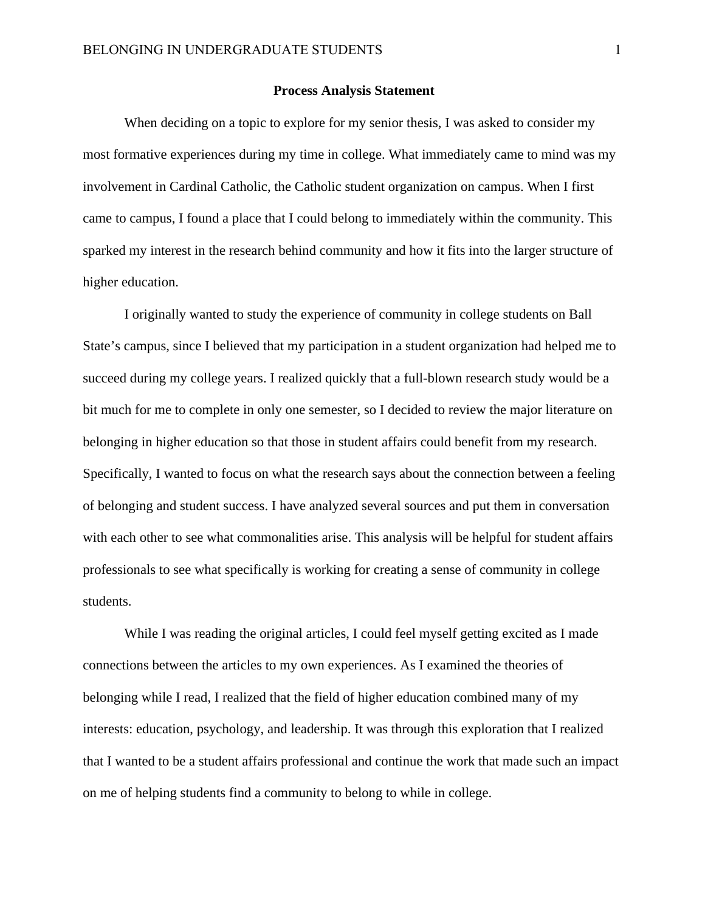**Process Analysis Statement**

When deciding on a topic to explore for my senior thesis, I was asked to consider my most formative experiences during my time in college. What immediately came to mind was my involvement in Cardinal Catholic, the Catholic student organization on campus. When I first came to campus, I found a place that I could belong to immediately within the community. This sparked my interest in the research behind community and how it fits into the larger structure of higher education.

I originally wanted to study the experience of community in college students on Ball State's campus, since I believed that my participation in a student organization had helped me to succeed during my college years. I realized quickly that a full-blown research study would be a bit much for me to complete in only one semester, so I decided to review the major literature on belonging in higher education so that those in student affairs could benefit from my research. Specifically, I wanted to focus on what the research says about the connection between a feeling of belonging and student success. I have analyzed several sources and put them in conversation with each other to see what commonalities arise. This analysis will be helpful for student affairs professionals to see what specifically is working for creating a sense of community in college students.

While I was reading the original articles, I could feel myself getting excited as I made connections between the articles to my own experiences. As I examined the theories of belonging while I read, I realized that the field of higher education combined many of my interests: education, psychology, and leadership. It was through this exploration that I realized that I wanted to be a student affairs professional and continue the work that made such an impact on me of helping students find a community to belong to while in college.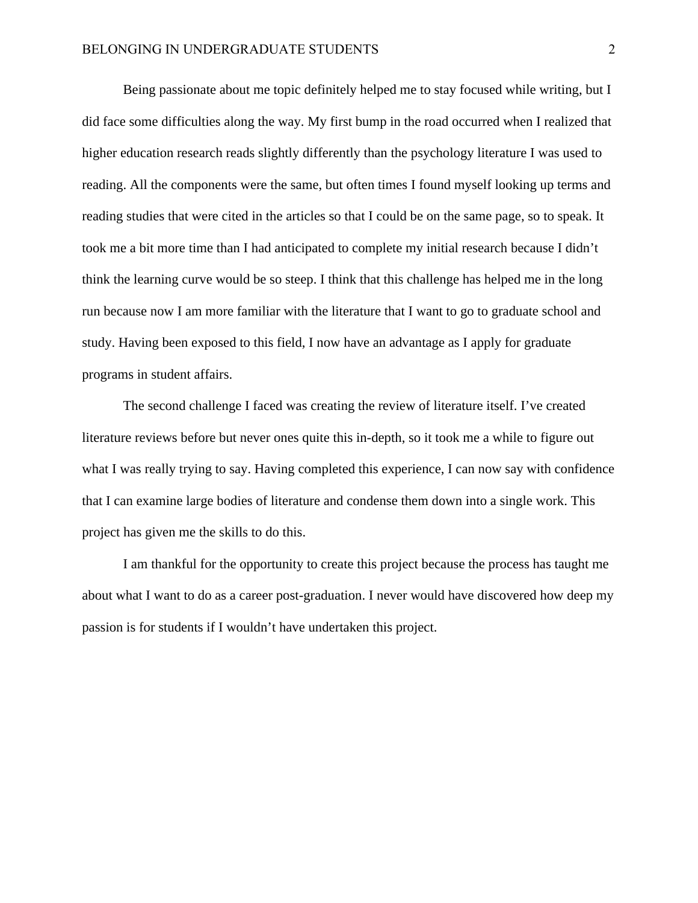Being passionate about me topic definitely helped me to stay focused while writing, but I did face some difficulties along the way. My first bump in the road occurred when I realized that higher education research reads slightly differently than the psychology literature I was used to reading. All the components were the same, but often times I found myself looking up terms and reading studies that were cited in the articles so that I could be on the same page, so to speak. It took me a bit more time than I had anticipated to complete my initial research because I didn't think the learning curve would be so steep. I think that this challenge has helped me in the long run because now I am more familiar with the literature that I want to go to graduate school and study. Having been exposed to this field, I now have an advantage as I apply for graduate programs in student affairs.

The second challenge I faced was creating the review of literature itself. I've created literature reviews before but never ones quite this in-depth, so it took me a while to figure out what I was really trying to say. Having completed this experience, I can now say with confidence that I can examine large bodies of literature and condense them down into a single work. This project has given me the skills to do this.

I am thankful for the opportunity to create this project because the process has taught me about what I want to do as a career post-graduation. I never would have discovered how deep my passion is for students if I wouldn't have undertaken this project.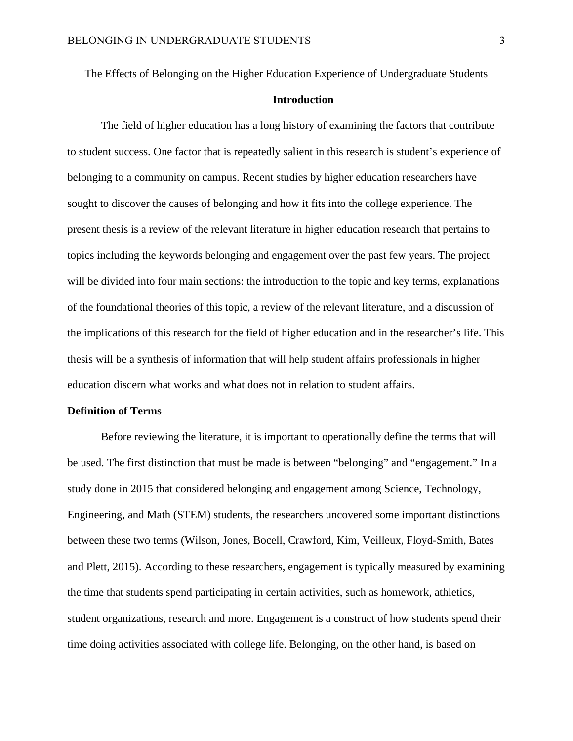The Effects of Belonging on the Higher Education Experience of Undergraduate Students

# Introduction

The field of higher education has a long history of examining the factors that contribute to student success. One factor that is repeatedly salient in this research is student's experience of belonging to a community on campus. Recent studies by higher education researchers have sought to discover the causes of belonging and how it fits into the college experience. The present thesis is a review of the relevant literature in higher education research that pertains to topics including the keywords belonging and engagement over the past few years. The project will be divided into four main sections: the introduction to the topic and key terms, explanations of the foundational theories of this topic, a review of the relevant literature, and a discussion of the implications of this research for the field of higher education and in the researcher's life. This thesis will be a synthesis of information that will help student affairs professionals in higher education discern what works and what does not in relation to student affairs.

## Definition of Terms

Before reviewing the literature, it is important to operationally define the terms that will be used. The first distinction that must be made is between "belonging" and "engagement." In a study done in 2015 that considered belonging and engagement among Science, Technology, Engineering, and Math (STEM) students, the researchers uncovered some important distinctions between these two terms (Wilson, Jones, Bocell, Crawford, Kim, Veilleux, Floyd-Smith, Bates and Plett, 2015). According to these researchers, engagement is typically measured by examining the time that students spend participating in certain activities, such as homework, athletics, student organizations, research and more. Engagement is a construct of how students spend their time doing activities associated with college life. Belonging, on the other hand, is based on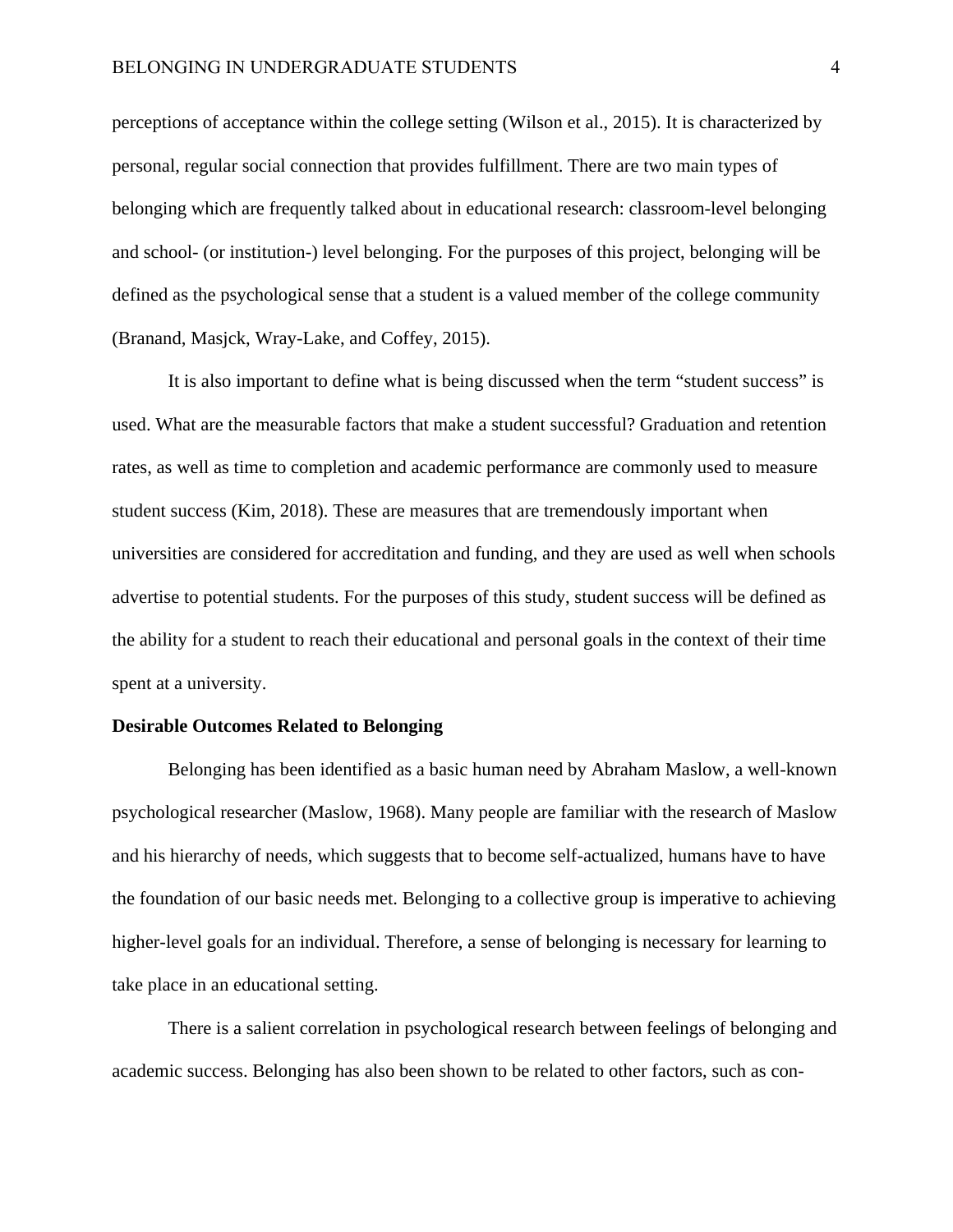perceptions of acceptance within the college setting (Wilson et al., 2015). It is characterized by personal, regular social connection that provides fulfillment. There are two main types of belonging which are frequently talked about in educational research: classroom-level belonging and school- (or institution-) level belonging. For the purposes of this project, belonging will be defined as the psychological sense that a student is a valued member of the college community (Branand, Masjck, Wray-Lake, and Coffey, 2015).

It is also important to define what is being discussed when the term "student success" is used. What are the measurable factors that make a student successful? Graduation and retention rates, as well as time to completion and academic performance are commonly used to measure student success (Kim, 2018). These are measures that are tremendously important when universities are considered for accreditation and funding, and they are used as well when schools advertise to potential students. For the purposes of this study, student success will be defined as the ability for a student to reach their educational and personal goals in the context of their time spent at a university.

**Desirable Outcomes Related to Belonging**

Belonging has been identified as a basic human need by Abraham Maslow, a well-known psychological researcher (Maslow, 1968). Many people are familiar with the research of Maslow and his hierarchy of needs, which suggests that to become self-actualized, humans have to have the foundation of our basic needs met. Belonging to a collective group is imperative to achieving higher-level goals for an individual. Therefore, a sense of belonging is necessary for learning to take place in an educational setting.

There is a salient correlation in psychological research between feelings of belonging and academic success. Belonging has also been shown to be related to other factors, such as con-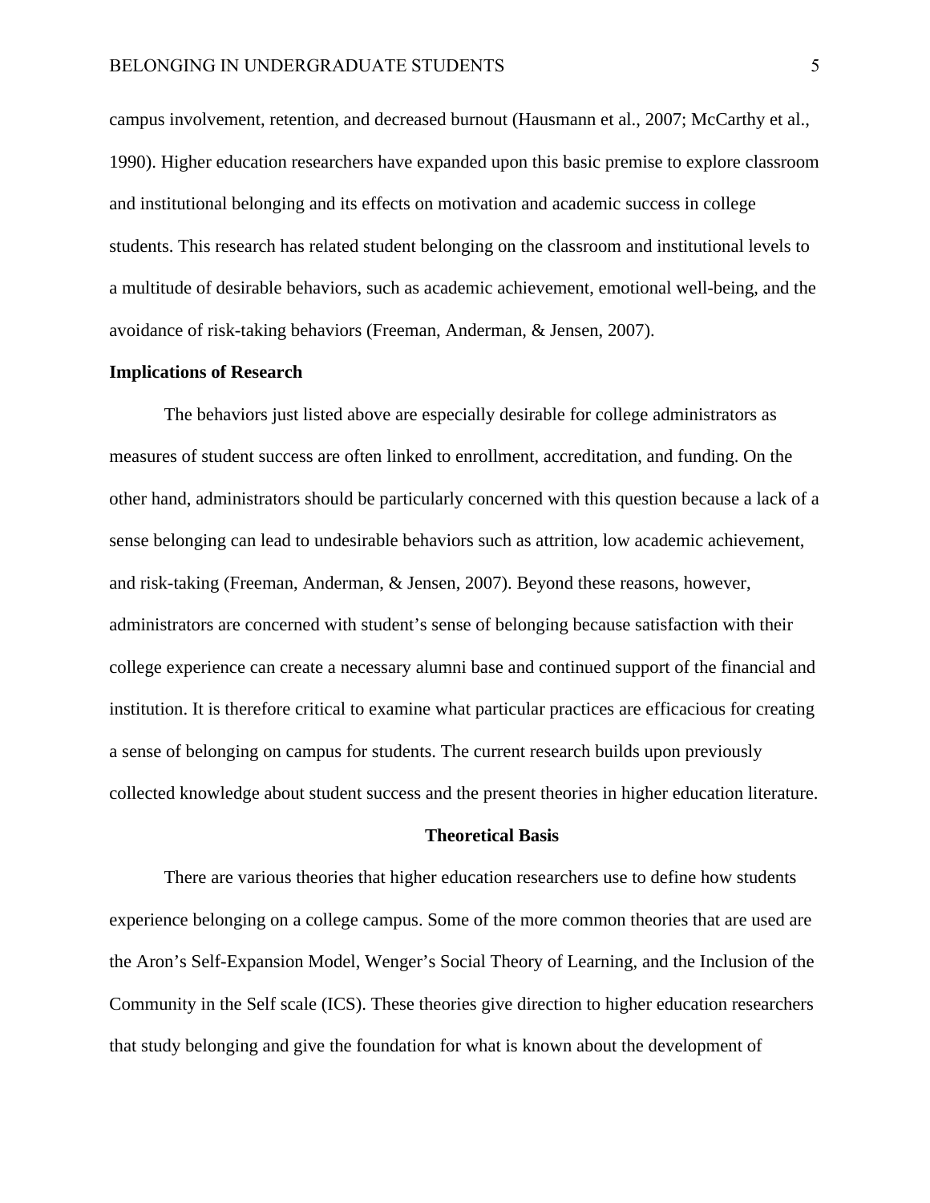campus involvement, retention, and decreased burnout (Hausmann et al., 2007; McCarthy et al., 1990). Higher education researchers have expanded upon this basic premise to explore classroom and institutional belonging and its effects on motivation and academic success in college students. This research has related student belonging on the classroom and institutional levels to a multitude of desirable behaviors, such as academic achievement, emotional well-being, and the avoidance of risk-taking behaviors (Freeman, Anderman, & Jensen, 2007).

**Implications of Research**

The behaviors just listed above are especially desirable for college administrators as measures of student success are often linked to enrollment, accreditation, and funding. On the other hand, administrators should be particularly concerned with this question because a lack of a sense belonging can lead to undesirable behaviors such as attrition, low academic achievement, and risk-taking (Freeman, Anderman, & Jensen, 2007). Beyond these reasons, however, administrators are concerned with student's sense of belonging because satisfaction with their college experience can create a necessary alumni base and continued support of the financial and institution. It is therefore critical to examine what particular practices are efficacious for creating a sense of belonging on campus for students. The current research builds upon previously collected knowledge about student success and the present theories in higher education literature.

## Theoretical Basis

There are various theories that higher education researchers use to define how students experience belonging on a college campus. Some of the more common theories that are used are the Aron's Self-Expansion Model, Wenger's Social Theory of Learning, and the Inclusion of the Community in the Self scale (ICS). These theories give direction to higher education researchers that study belonging and give the foundation for what is known about the development of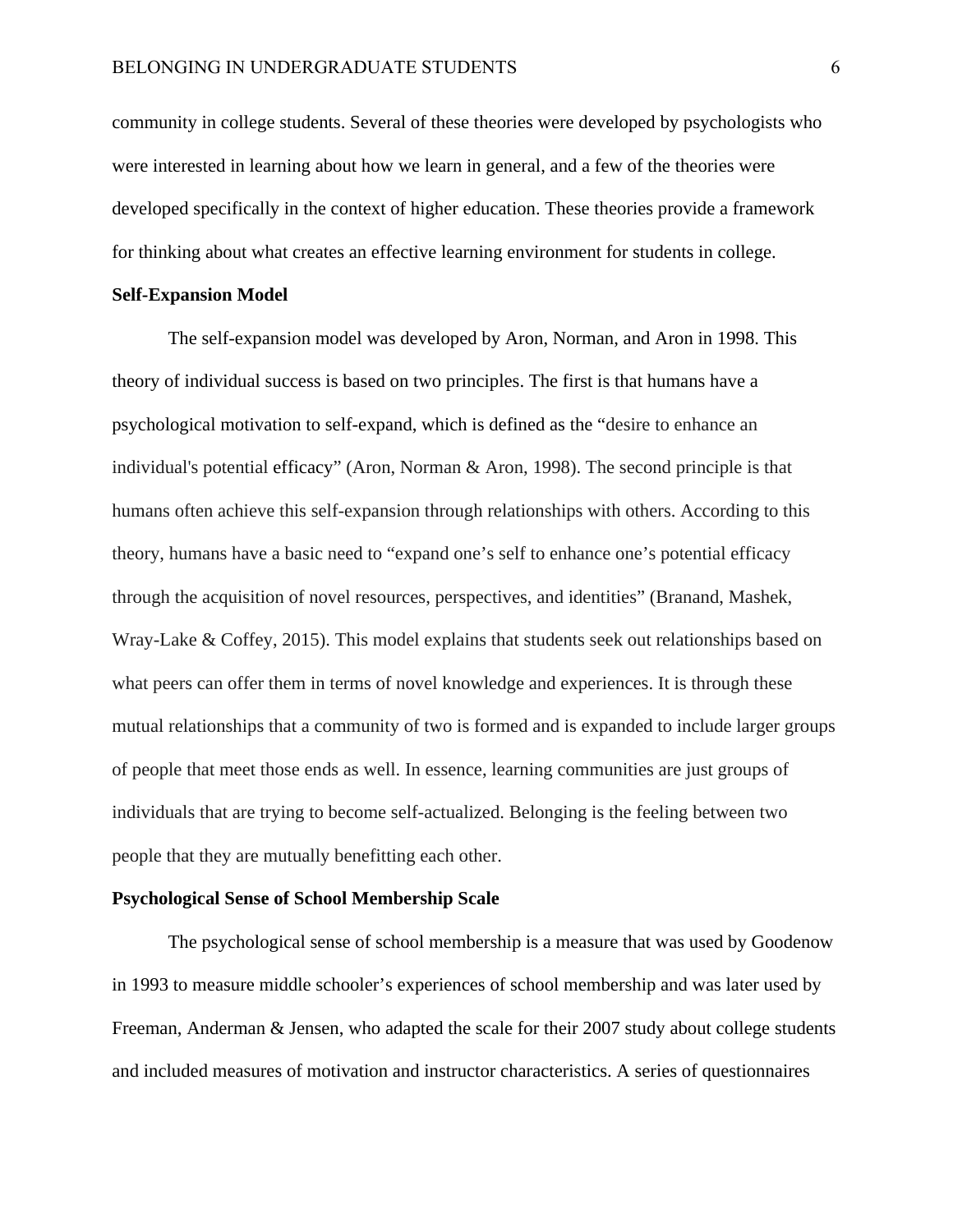community in college students. Several of these theories were developed by psychologists who were interested in learning about how we learn in general, and a few of the theories were developed specifically in the context of higher education. These theories provide a framework for thinking about what creates an effective learning environment for students in college.

**Self-Expansion Model**

The self-expansion model was developed by Aron, Norman, and Aron in 1998. This theory of individual success is based on two principles. The first is that humans have a psychological motivation to self-expand, which is defined as the "desire to enhance an individual's potential efficacy" (Aron, Norman & Aron, 1998). The second principle is that humans often achieve this self-expansion through relationships with others. According to this theory, humans have a basic need to "expand one's self to enhance one's potential efficacy through the acquisition of novel resources, perspectives, and identities" (Branand, Mashek, Wray-Lake & Coffey, 2015). This model explains that students seek out relationships based on what peers can offer them in terms of novel knowledge and experiences. It is through these mutual relationships that a community of two is formed and is expanded to include larger groups of people that meet those ends as well. In essence, learning communities are just groups of individuals that are trying to become self-actualized. Belonging is the feeling between two people that they are mutually benefitting each other.

**Psychological Sense of School Membership Scale**

The psychological sense of school membership is a measure that was used by Goodenow in 1993 to measure middle schooler's experiences of school membership and was later used by Freeman, Anderman & Jensen, who adapted the scale for their 2007 study about college students and included measures of motivation and instructor characteristics. A series of questionnaires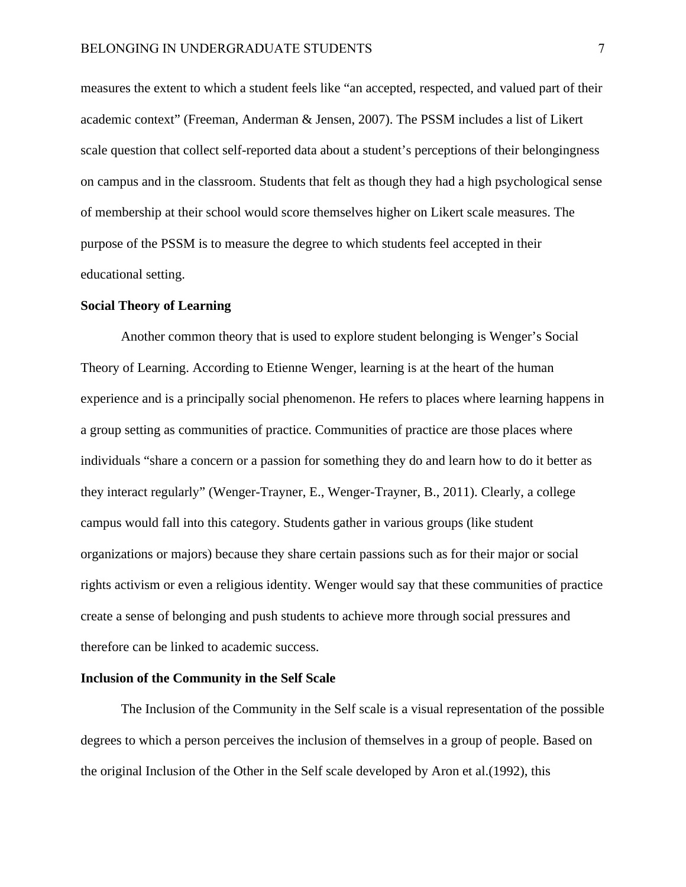measures the extent to which a student feels like "an accepted, respected, and valued part of their academic context" (Freeman, Anderman & Jensen, 2007). The PSSM includes a list of Likert scale question that collect self-reported data about a student's perceptions of their belongingness on campus and in the classroom. Students that felt as though they had a high psychological sense of membership at their school would score themselves higher on Likert scale measures. The purpose of the PSSM is to measure the degree to which students feel accepted in their educational setting.

**Social Theory of Learning**

Another common theory that is used to explore student belonging is Wenger's Social Theory of Learning. According to Etienne Wenger, learning is at the heart of the human experience and is a principally social phenomenon. He refers to places where learning happens in a group setting as communities of practice. Communities of practice are those places where individuals "share a concern or a passion for something they do and learn how to do it better as they interact regularly" (Wenger-Trayner, E., Wenger-Trayner, B., 2011). Clearly, a college campus would fall into this category. Students gather in various groups (like student organizations or majors) because they share certain passions such as for their major or social rights activism or even a religious identity. Wenger would say that these communities of practice create a sense of belonging and push students to achieve more through social pressures and therefore can be linked to academic success.

**Inclusion of the Community in the Self Scale**

The Inclusion of the Community in the Self scale is a visual representation of the possible degrees to which a person perceives the inclusion of themselves in a group of people. Based on the original Inclusion of the Other in the Self scale developed by Aron et al.(1992), this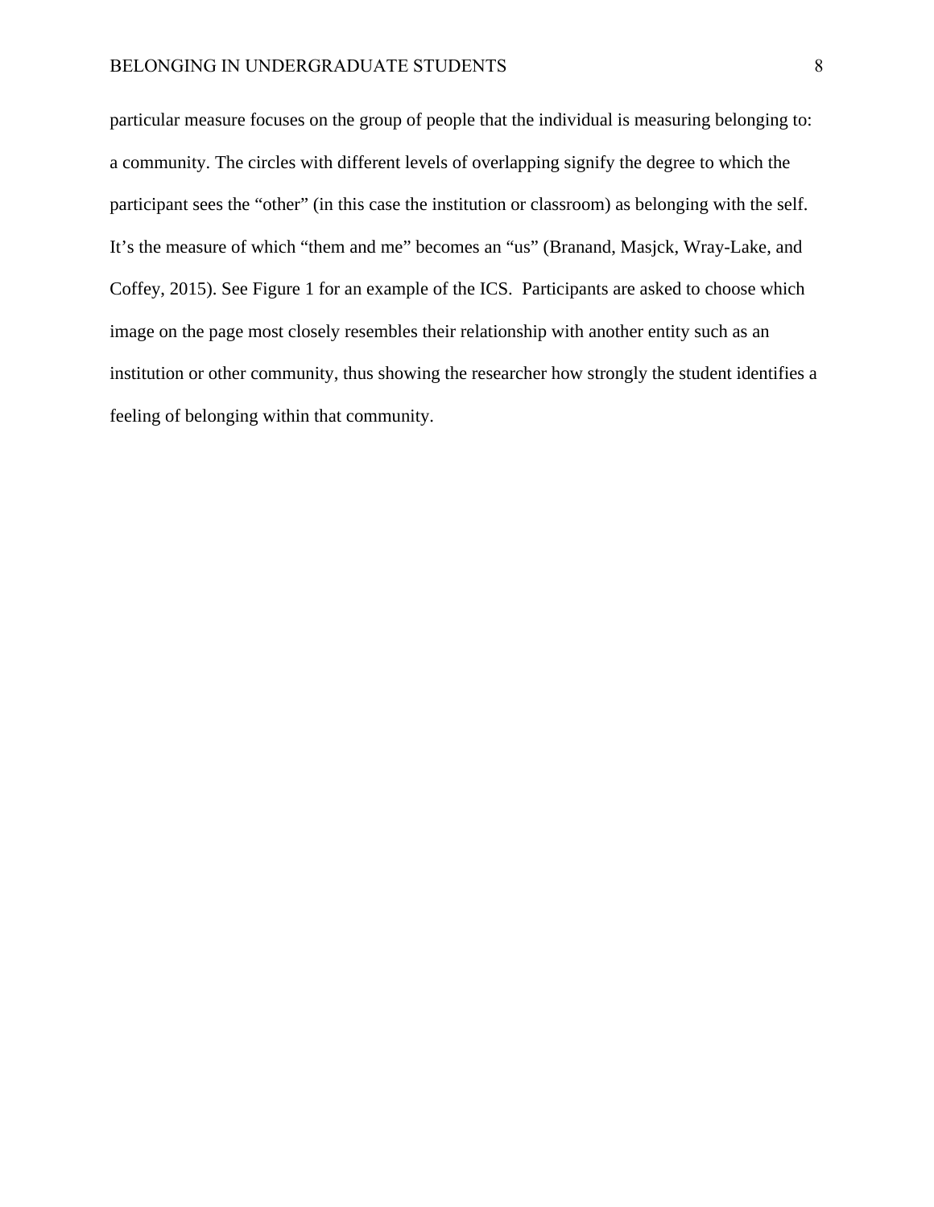particular measure focuses on the group of people that the individual is measuring belonging to: a community. The circles with different levels of overlapping signify the degree to which the participant sees the “other” (in this case the institution or classroom) as belonging with the self. It’s the measure of which “them and me” becomes an “us” (Branand, Masjck, Wray-Lake, and Coffey, 2015). See Figure 1 for an example of the ICS. Participants are asked to choose which image on the page most closely resembles their relationship with another entity such as an institution or other community, thus showing the researcher how strongly the student identifies a feeling of belonging within that community.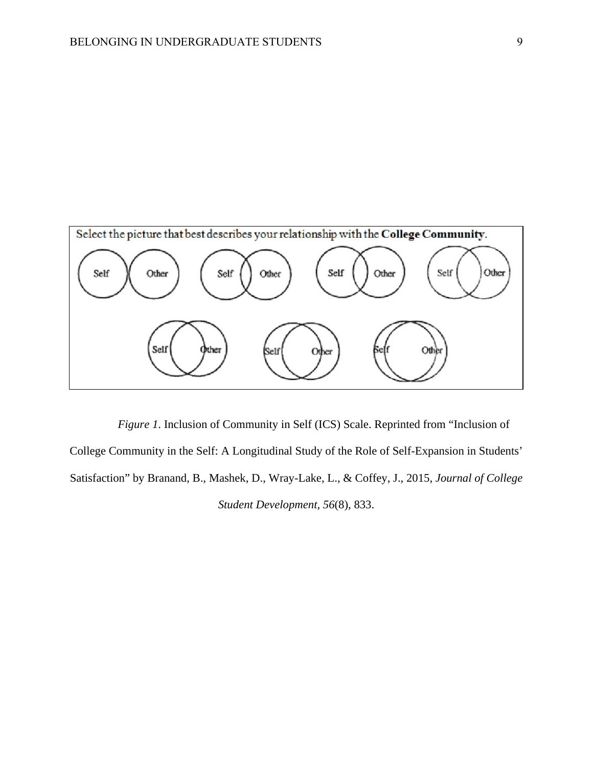Select the picture that best describes your relationship with the **College Community**.

Self Other

Self Other

Self Other

Self Other

Self Other

Self Other

Self Other

*Figure 1*. Inclusion of Community in Self (ICS) Scale. Reprinted from "Inclusion of College Community in the Self: A Longitudinal Study of the Role of Self-Expansion in Students' Satisfaction" by Branand, B., Mashek, D., Wray-Lake, L., & Coffey, J., 2015, *Journal of College Student Development, 56*(8), 833.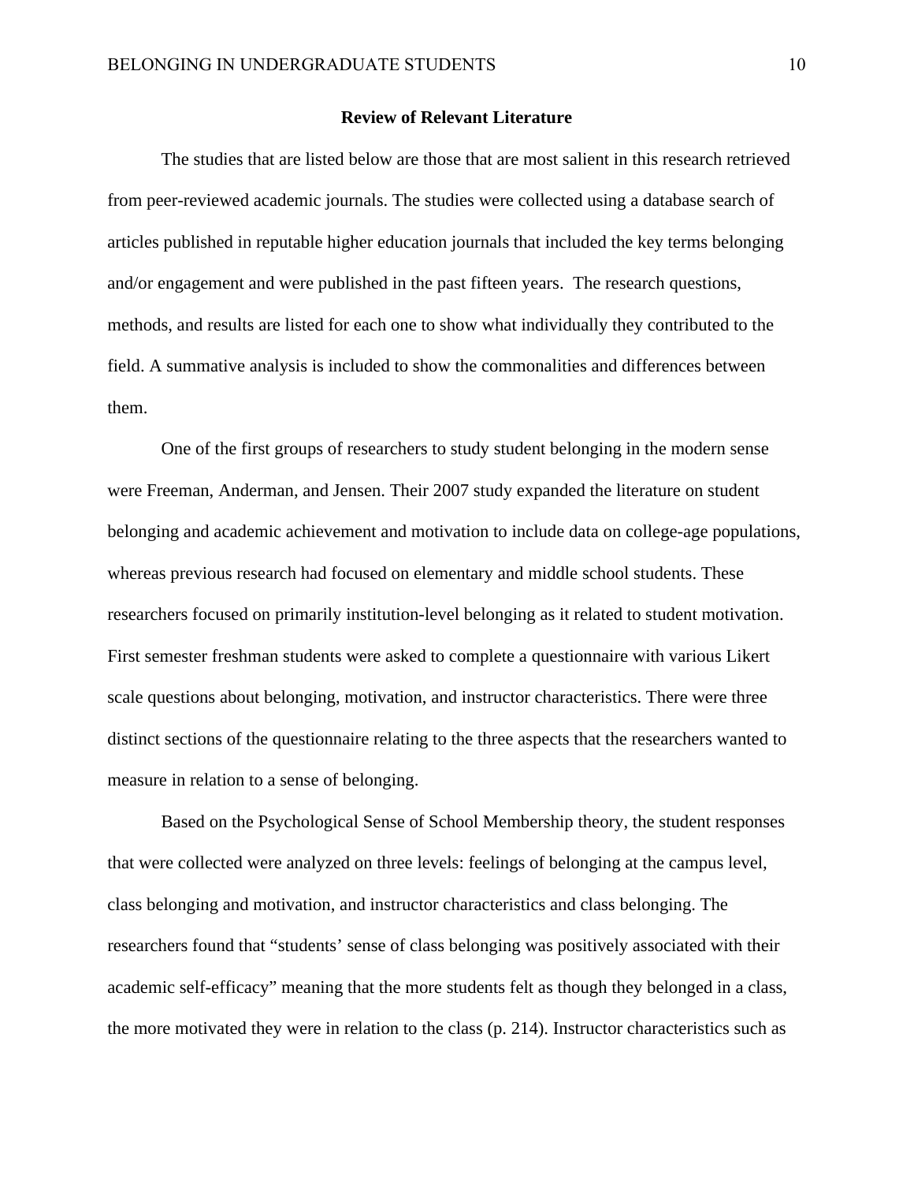## Review of Relevant Literature

The studies that are listed below are those that are most salient in this research retrieved from peer-reviewed academic journals. The studies were collected using a database search of articles published in reputable higher education journals that included the key terms belonging and/or engagement and were published in the past fifteen years. The research questions, methods, and results are listed for each one to show what individually they contributed to the field. A summative analysis is included to show the commonalities and differences between them.

One of the first groups of researchers to study student belonging in the modern sense were Freeman, Anderman, and Jensen. Their 2007 study expanded the literature on student belonging and academic achievement and motivation to include data on college-age populations, whereas previous research had focused on elementary and middle school students. These researchers focused on primarily institution-level belonging as it related to student motivation. First semester freshman students were asked to complete a questionnaire with various Likert scale questions about belonging, motivation, and instructor characteristics. There were three distinct sections of the questionnaire relating to the three aspects that the researchers wanted to measure in relation to a sense of belonging.

Based on the Psychological Sense of School Membership theory, the student responses that were collected were analyzed on three levels: feelings of belonging at the campus level, class belonging and motivation, and instructor characteristics and class belonging. The researchers found that "students' sense of class belonging was positively associated with their academic self-efficacy" meaning that the more students felt as though they belonged in a class, the more motivated they were in relation to the class (p. 214). Instructor characteristics such as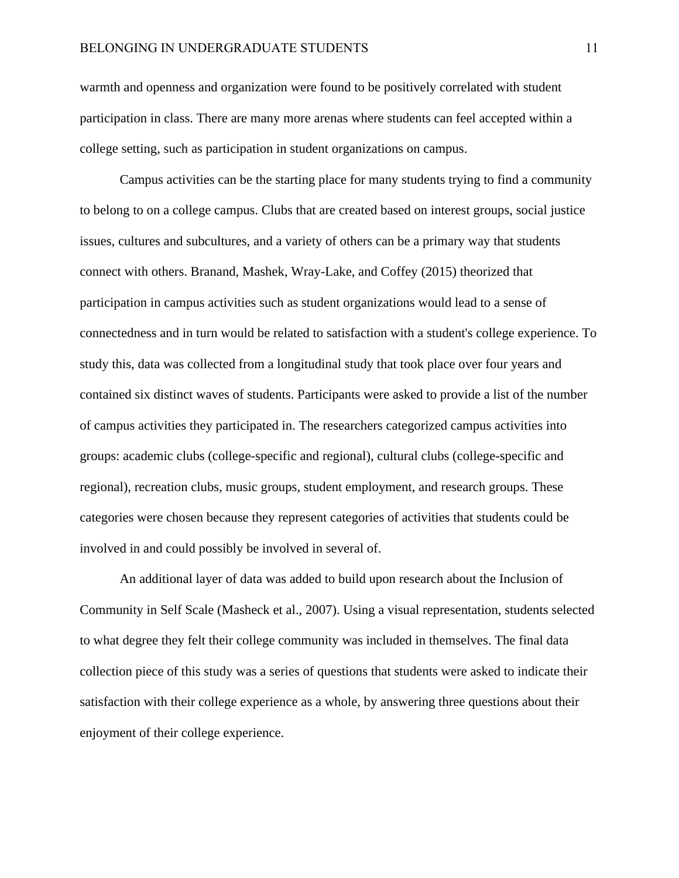warmth and openness and organization were found to be positively correlated with student participation in class. There are many more arenas where students can feel accepted within a college setting, such as participation in student organizations on campus.

Campus activities can be the starting place for many students trying to find a community to belong to on a college campus. Clubs that are created based on interest groups, social justice issues, cultures and subcultures, and a variety of others can be a primary way that students connect with others. Branand, Mashek, Wray-Lake, and Coffey (2015) theorized that participation in campus activities such as student organizations would lead to a sense of connectedness and in turn would be related to satisfaction with a student's college experience. To study this, data was collected from a longitudinal study that took place over four years and contained six distinct waves of students. Participants were asked to provide a list of the number of campus activities they participated in. The researchers categorized campus activities into groups: academic clubs (college-specific and regional), cultural clubs (college-specific and regional), recreation clubs, music groups, student employment, and research groups. These categories were chosen because they represent categories of activities that students could be involved in and could possibly be involved in several of.

An additional layer of data was added to build upon research about the Inclusion of Community in Self Scale (Masheck et al., 2007). Using a visual representation, students selected to what degree they felt their college community was included in themselves. The final data collection piece of this study was a series of questions that students were asked to indicate their satisfaction with their college experience as a whole, by answering three questions about their enjoyment of their college experience.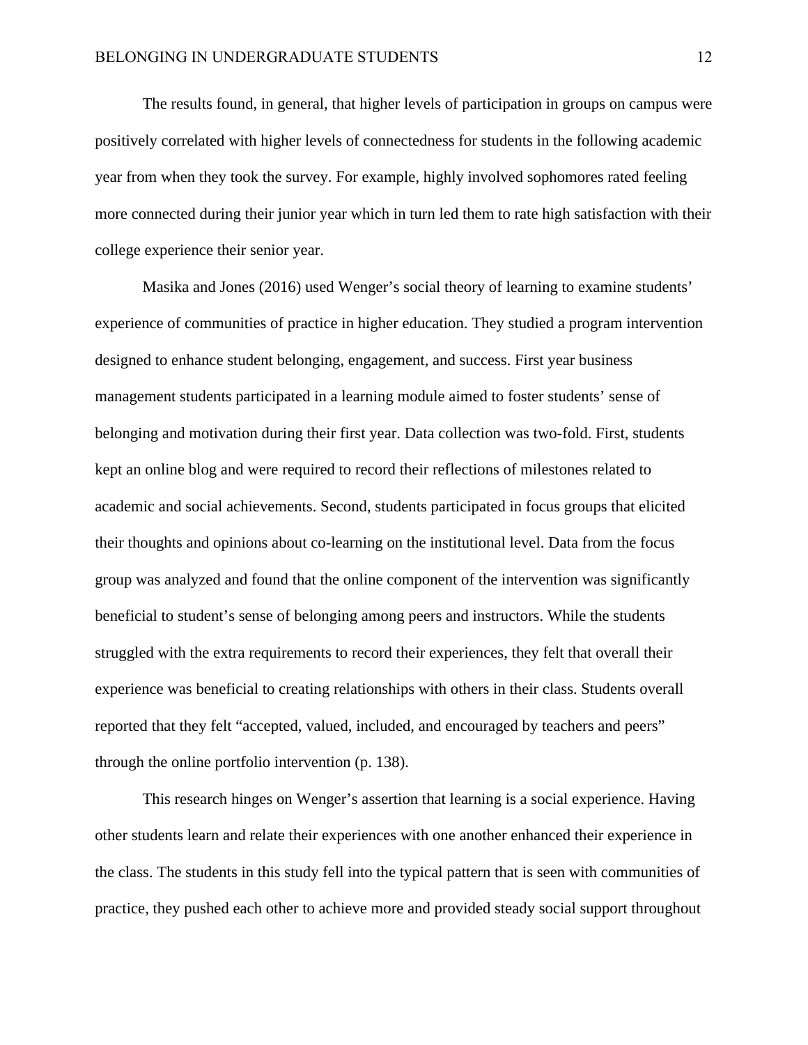The results found, in general, that higher levels of participation in groups on campus were positively correlated with higher levels of connectedness for students in the following academic year from when they took the survey. For example, highly involved sophomores rated feeling more connected during their junior year which in turn led them to rate high satisfaction with their college experience their senior year.

Masika and Jones (2016) used Wenger's social theory of learning to examine students' experience of communities of practice in higher education. They studied a program intervention designed to enhance student belonging, engagement, and success. First year business management students participated in a learning module aimed to foster students' sense of belonging and motivation during their first year. Data collection was two-fold. First, students kept an online blog and were required to record their reflections of milestones related to academic and social achievements. Second, students participated in focus groups that elicited their thoughts and opinions about co-learning on the institutional level. Data from the focus group was analyzed and found that the online component of the intervention was significantly beneficial to student's sense of belonging among peers and instructors. While the students struggled with the extra requirements to record their experiences, they felt that overall their experience was beneficial to creating relationships with others in their class. Students overall reported that they felt "accepted, valued, included, and encouraged by teachers and peers" through the online portfolio intervention (p. 138).

This research hinges on Wenger's assertion that learning is a social experience. Having other students learn and relate their experiences with one another enhanced their experience in the class. The students in this study fell into the typical pattern that is seen with communities of practice, they pushed each other to achieve more and provided steady social support throughout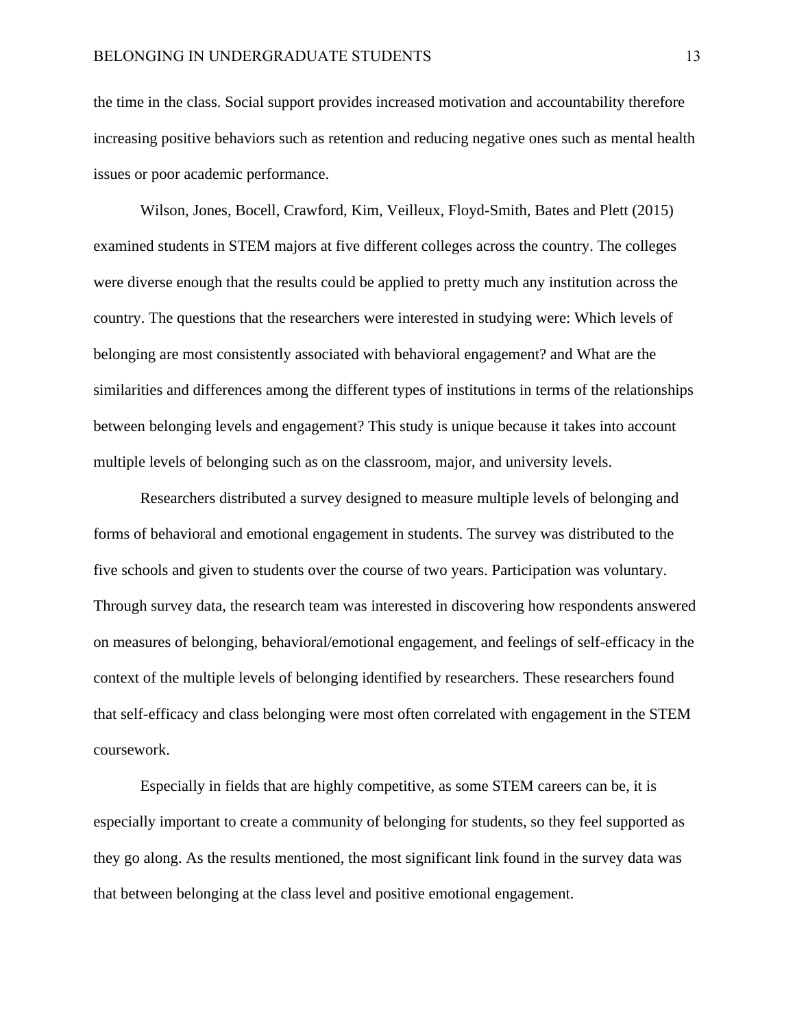the time in the class. Social support provides increased motivation and accountability therefore increasing positive behaviors such as retention and reducing negative ones such as mental health issues or poor academic performance.

Wilson, Jones, Bocell, Crawford, Kim, Veilleux, Floyd-Smith, Bates and Plett (2015) examined students in STEM majors at five different colleges across the country. The colleges were diverse enough that the results could be applied to pretty much any institution across the country. The questions that the researchers were interested in studying were: Which levels of belonging are most consistently associated with behavioral engagement? and What are the similarities and differences among the different types of institutions in terms of the relationships between belonging levels and engagement? This study is unique because it takes into account multiple levels of belonging such as on the classroom, major, and university levels.

Researchers distributed a survey designed to measure multiple levels of belonging and forms of behavioral and emotional engagement in students. The survey was distributed to the five schools and given to students over the course of two years. Participation was voluntary. Through survey data, the research team was interested in discovering how respondents answered on measures of belonging, behavioral/emotional engagement, and feelings of self-efficacy in the context of the multiple levels of belonging identified by researchers. These researchers found that self-efficacy and class belonging were most often correlated with engagement in the STEM coursework.

Especially in fields that are highly competitive, as some STEM careers can be, it is especially important to create a community of belonging for students, so they feel supported as they go along. As the results mentioned, the most significant link found in the survey data was that between belonging at the class level and positive emotional engagement.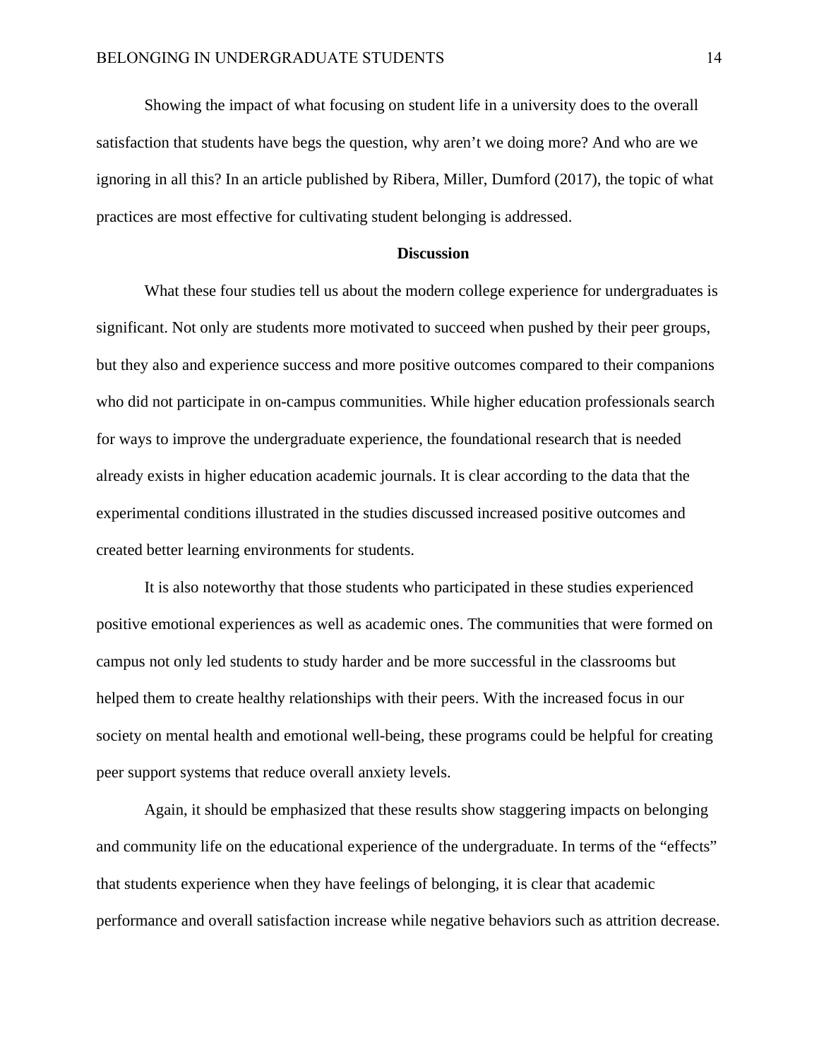Showing the impact of what focusing on student life in a university does to the overall satisfaction that students have begs the question, why aren't we doing more? And who are we ignoring in all this? In an article published by Ribera, Miller, Dumford (2017), the topic of what practices are most effective for cultivating student belonging is addressed.

## Discussion

What these four studies tell us about the modern college experience for undergraduates is significant. Not only are students more motivated to succeed when pushed by their peer groups, but they also and experience success and more positive outcomes compared to their companions who did not participate in on-campus communities. While higher education professionals search for ways to improve the undergraduate experience, the foundational research that is needed already exists in higher education academic journals. It is clear according to the data that the experimental conditions illustrated in the studies discussed increased positive outcomes and created better learning environments for students.

It is also noteworthy that those students who participated in these studies experienced positive emotional experiences as well as academic ones. The communities that were formed on campus not only led students to study harder and be more successful in the classrooms but helped them to create healthy relationships with their peers. With the increased focus in our society on mental health and emotional well-being, these programs could be helpful for creating peer support systems that reduce overall anxiety levels.

Again, it should be emphasized that these results show staggering impacts on belonging and community life on the educational experience of the undergraduate. In terms of the "effects" that students experience when they have feelings of belonging, it is clear that academic performance and overall satisfaction increase while negative behaviors such as attrition decrease.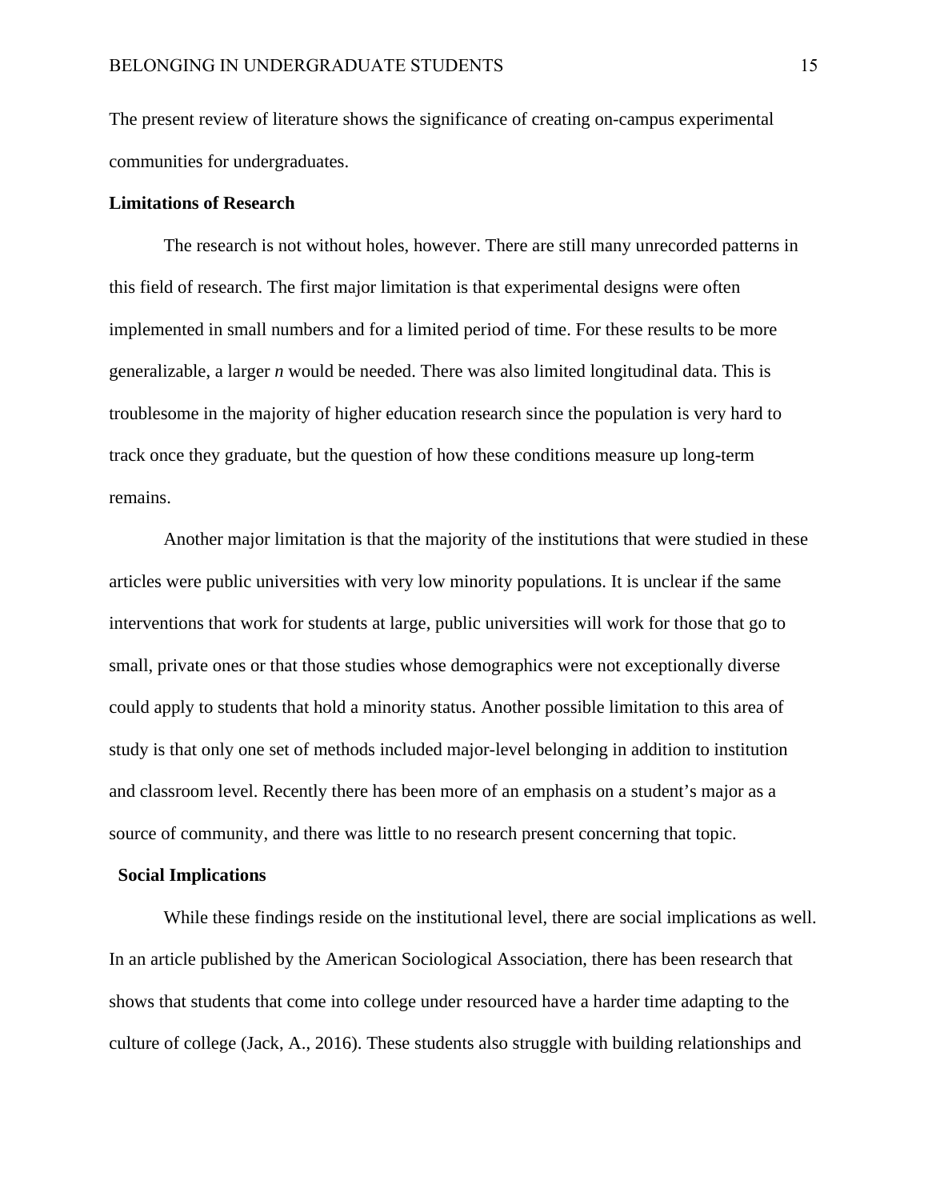The present review of literature shows the significance of creating on-campus experimental communities for undergraduates.

**Limitations of Research**

The research is not without holes, however. There are still many unrecorded patterns in this field of research. The first major limitation is that experimental designs were often implemented in small numbers and for a limited period of time. For these results to be more generalizable, a larger *n* would be needed. There was also limited longitudinal data. This is troublesome in the majority of higher education research since the population is very hard to track once they graduate, but the question of how these conditions measure up long-term remains.

Another major limitation is that the majority of the institutions that were studied in these articles were public universities with very low minority populations. It is unclear if the same interventions that work for students at large, public universities will work for those that go to small, private ones or that those studies whose demographics were not exceptionally diverse could apply to students that hold a minority status. Another possible limitation to this area of study is that only one set of methods included major-level belonging in addition to institution and classroom level. Recently there has been more of an emphasis on a student's major as a source of community, and there was little to no research present concerning that topic.

**Social Implications**

While these findings reside on the institutional level, there are social implications as well. In an article published by the American Sociological Association, there has been research that shows that students that come into college under resourced have a harder time adapting to the culture of college (Jack, A., 2016). These students also struggle with building relationships and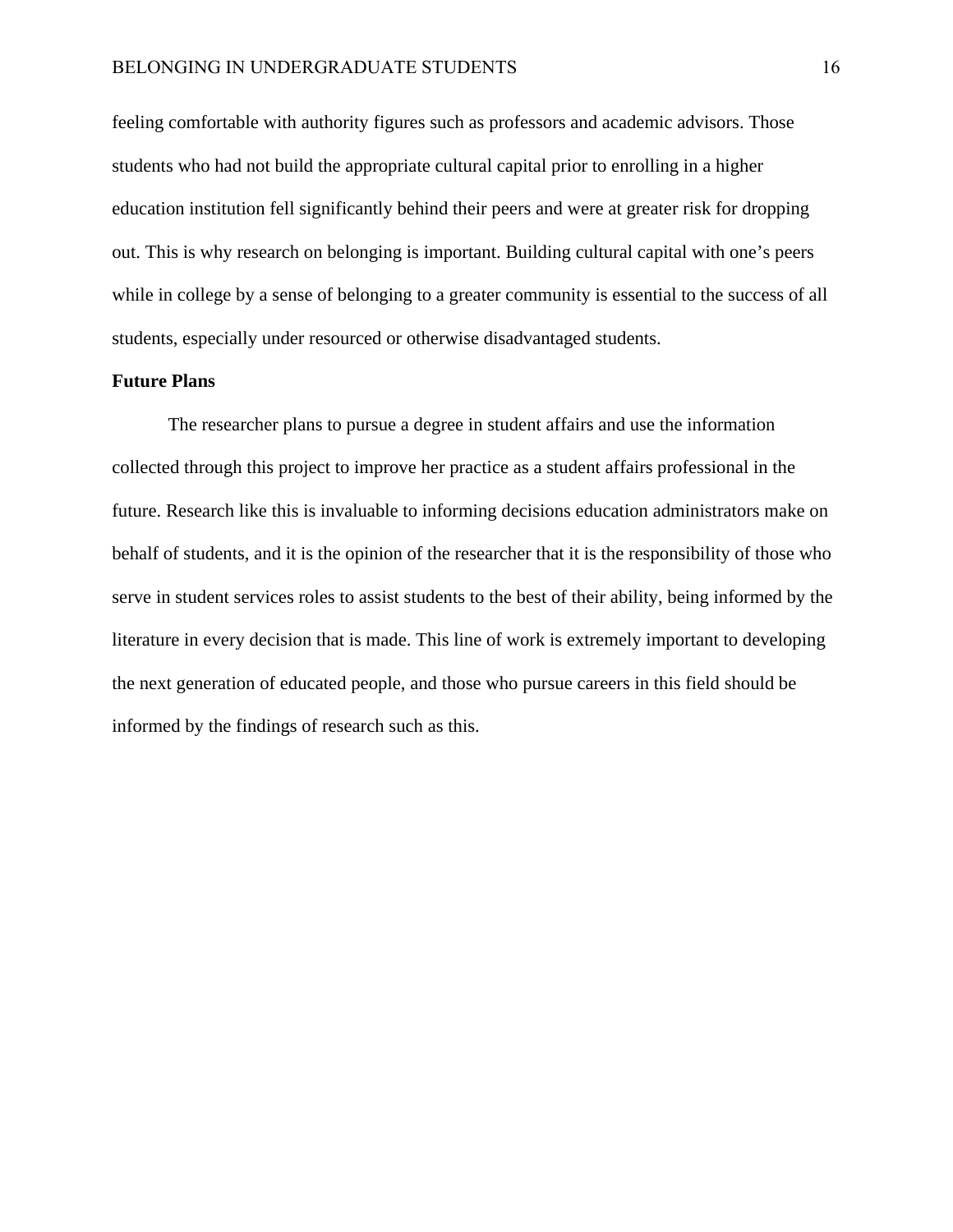feeling comfortable with authority figures such as professors and academic advisors. Those students who had not build the appropriate cultural capital prior to enrolling in a higher education institution fell significantly behind their peers and were at greater risk for dropping out. This is why research on belonging is important. Building cultural capital with one's peers while in college by a sense of belonging to a greater community is essential to the success of all students, especially under resourced or otherwise disadvantaged students.

**Future Plans**

The researcher plans to pursue a degree in student affairs and use the information collected through this project to improve her practice as a student affairs professional in the future. Research like this is invaluable to informing decisions education administrators make on behalf of students, and it is the opinion of the researcher that it is the responsibility of those who serve in student services roles to assist students to the best of their ability, being informed by the literature in every decision that is made. This line of work is extremely important to developing the next generation of educated people, and those who pursue careers in this field should be informed by the findings of research such as this.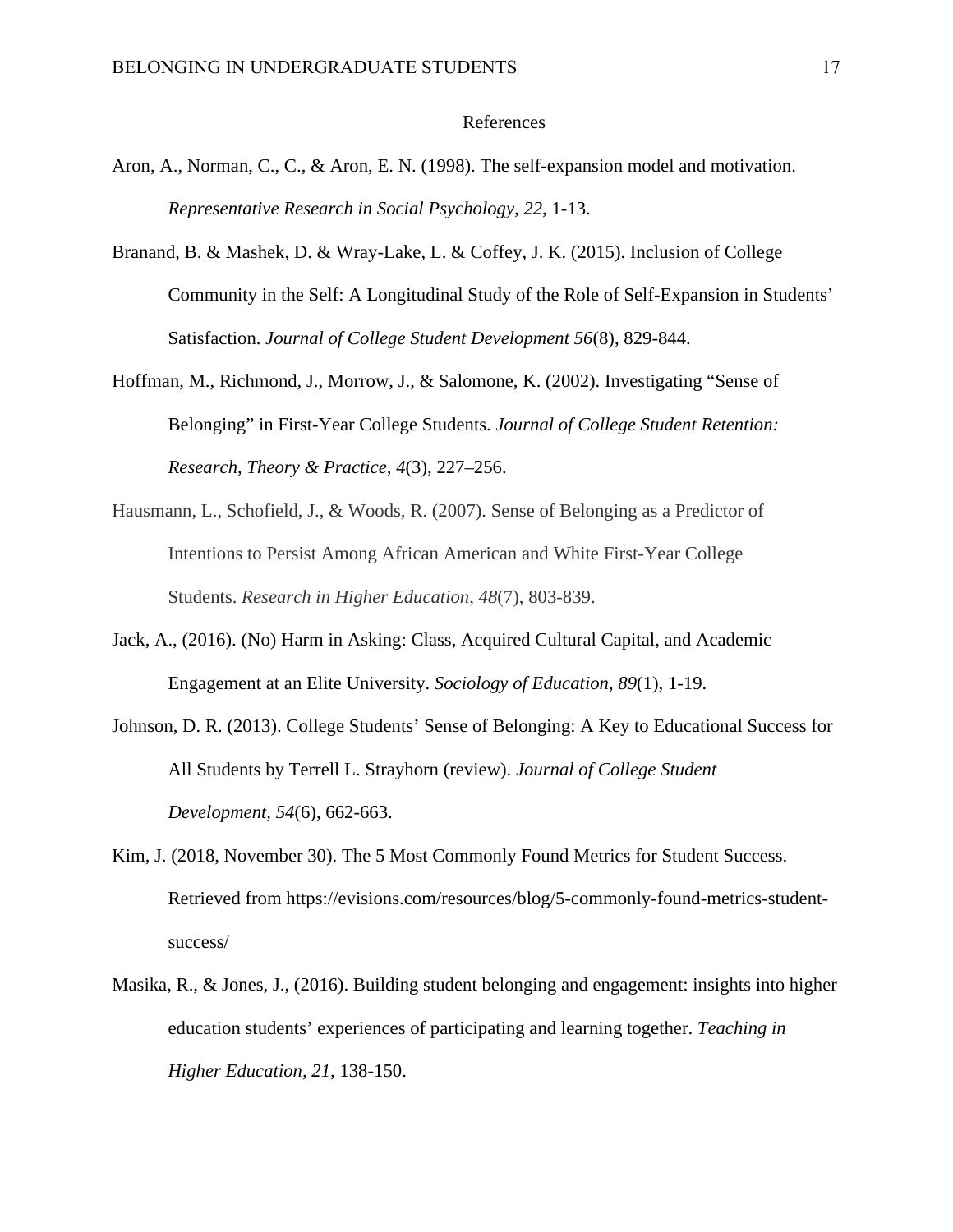# References

Aron, A., Norman, C., C., & Aron, E. N. (1998). The self-expansion model and motivation. *Representative Research in Social Psychology, 22*, 1-13.

Branand, B. & Mashek, D. & Wray-Lake, L. & Coffey, J. K. (2015). Inclusion of College Community in the Self: A Longitudinal Study of the Role of Self-Expansion in Students' Satisfaction. *Journal of College Student Development 56*(8), 829-844.

Hoffman, M., Richmond, J., Morrow, J., & Salomone, K. (2002). Investigating "Sense of Belonging" in First-Year College Students. *Journal of College Student Retention: Research, Theory & Practice, 4*(3), 227–256.

Hausmann, L., Schofield, J., & Woods, R. (2007). Sense of Belonging as a Predictor of Intentions to Persist Among African American and White First-Year College Students. *Research in Higher Education, 48*(7), 803-839.

Jack, A., (2016). (No) Harm in Asking: Class, Acquired Cultural Capital, and Academic Engagement at an Elite University. *Sociology of Education, 89*(1), 1-19.

Johnson, D. R. (2013). College Students' Sense of Belonging: A Key to Educational Success for All Students by Terrell L. Strayhorn (review). *Journal of College Student Development, 54*(6), 662-663.

Kim, J. (2018, November 30). The 5 Most Commonly Found Metrics for Student Success. Retrieved from https://evisions.com/resources/blog/5-commonly-found-metrics-student-success/

Masika, R., & Jones, J., (2016). Building student belonging and engagement: insights into higher education students' experiences of participating and learning together. *Teaching in Higher Education, 21*, 138-150.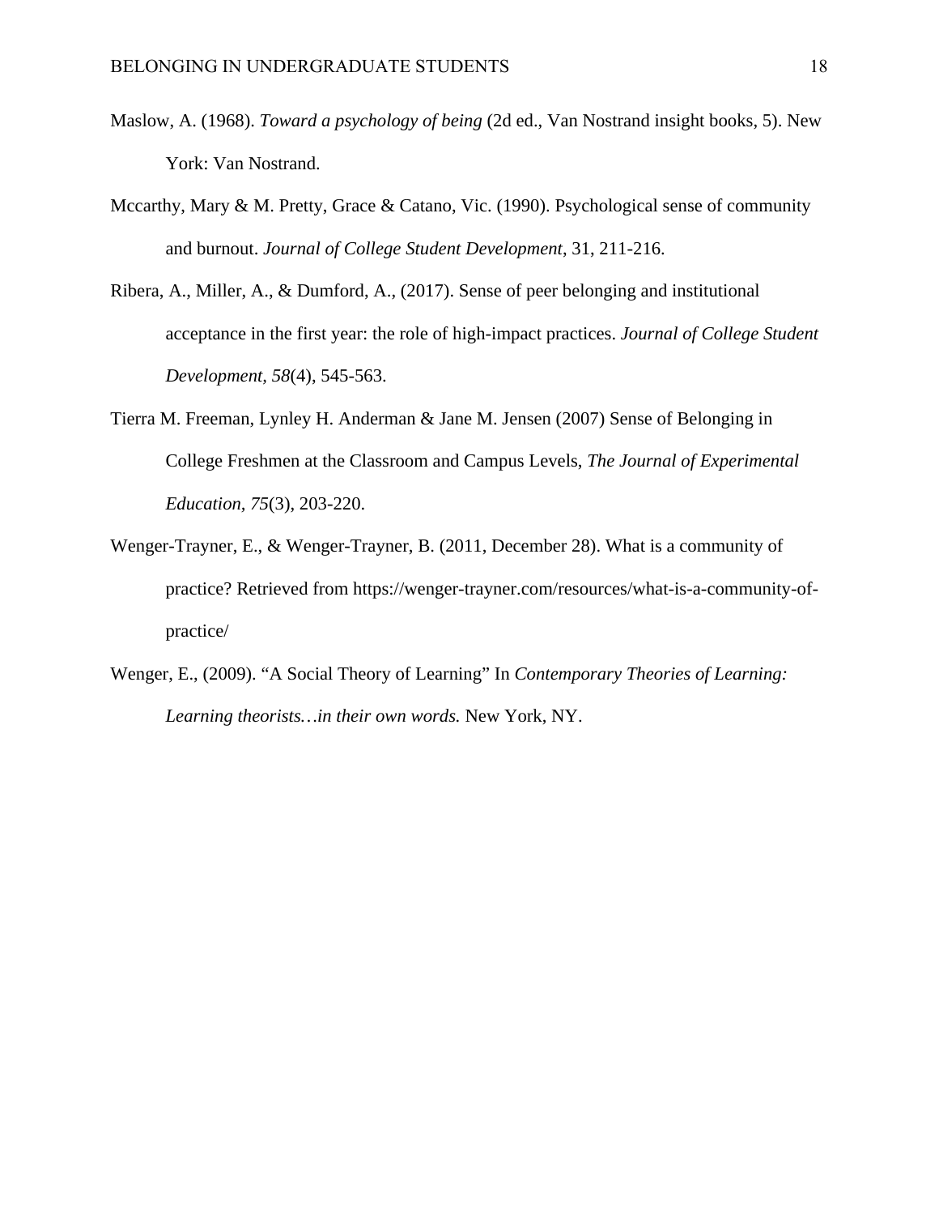Maslow, A. (1968). *Toward a psychology of being* (2d ed., Van Nostrand insight books, 5). New York: Van Nostrand.

Mccarthy, Mary & M. Pretty, Grace & Catano, Vic. (1990). Psychological sense of community and burnout. *Journal of College Student Development*, 31, 211-216.

Ribera, A., Miller, A., & Dumford, A., (2017). Sense of peer belonging and institutional acceptance in the first year: the role of high-impact practices. *Journal of College Student Development, 58*(4), 545-563.

Tierra M. Freeman, Lynley H. Anderman & Jane M. Jensen (2007) Sense of Belonging in College Freshmen at the Classroom and Campus Levels, *The Journal of Experimental Education, 75*(3), 203-220.

Wenger-Trayner, E., & Wenger-Trayner, B. (2011, December 28). What is a community of practice? Retrieved from https://wenger-trayner.com/resources/what-is-a-community-of-practice/

Wenger, E., (2009). "A Social Theory of Learning" In *Contemporary Theories of Learning: Learning theorists…in their own words.* New York, NY.